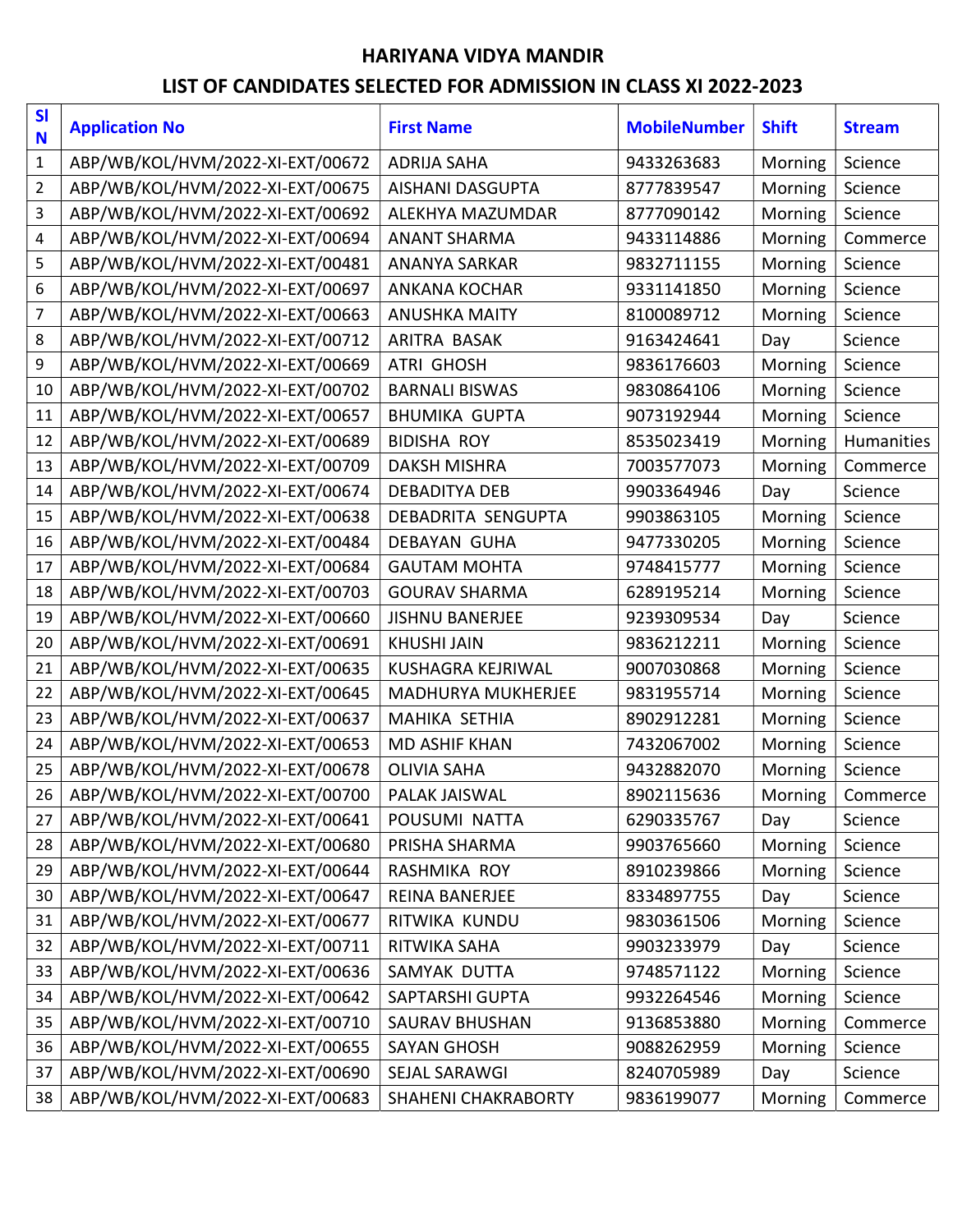# HARIYANA VIDYA MANDIR

## LIST OF CANDIDATES SELECTED FOR ADMISSION IN CLASS XI 2022-2023

| Sl N | Application No | First Name | MobileNumber | Shift | Stream |
|---|---|---|---|---|---|
| 1 | ABP/WB/KOL/HVM/2022-XI-EXT/00672 | ADRIJA SAHA | 9433263683 | Morning | Science |
| 2 | ABP/WB/KOL/HVM/2022-XI-EXT/00675 | AISHANI DASGUPTA | 8777839547 | Morning | Science |
| 3 | ABP/WB/KOL/HVM/2022-XI-EXT/00692 | ALEKHYA MAZUMDAR | 8777090142 | Morning | Science |
| 4 | ABP/WB/KOL/HVM/2022-XI-EXT/00694 | ANANT SHARMA | 9433114886 | Morning | Commerce |
| 5 | ABP/WB/KOL/HVM/2022-XI-EXT/00481 | ANANYA SARKAR | 9832711155 | Morning | Science |
| 6 | ABP/WB/KOL/HVM/2022-XI-EXT/00697 | ANKANA KOCHAR | 9331141850 | Morning | Science |
| 7 | ABP/WB/KOL/HVM/2022-XI-EXT/00663 | ANUSHKA MAITY | 8100089712 | Morning | Science |
| 8 | ABP/WB/KOL/HVM/2022-XI-EXT/00712 | ARITRA BASAK | 9163424641 | Day | Science |
| 9 | ABP/WB/KOL/HVM/2022-XI-EXT/00669 | ATRI GHOSH | 9836176603 | Morning | Science |
| 10 | ABP/WB/KOL/HVM/2022-XI-EXT/00702 | BARNALI BISWAS | 9830864106 | Morning | Science |
| 11 | ABP/WB/KOL/HVM/2022-XI-EXT/00657 | BHUMIKA GUPTA | 9073192944 | Morning | Science |
| 12 | ABP/WB/KOL/HVM/2022-XI-EXT/00689 | BIDISHA ROY | 8535023419 | Morning | Humanities |
| 13 | ABP/WB/KOL/HVM/2022-XI-EXT/00709 | DAKSH MISHRA | 7003577073 | Morning | Commerce |
| 14 | ABP/WB/KOL/HVM/2022-XI-EXT/00674 | DEBADITYA DEB | 9903364946 | Day | Science |
| 15 | ABP/WB/KOL/HVM/2022-XI-EXT/00638 | DEBADRITA SENGUPTA | 9903863105 | Morning | Science |
| 16 | ABP/WB/KOL/HVM/2022-XI-EXT/00484 | DEBAYAN GUHA | 9477330205 | Morning | Science |
| 17 | ABP/WB/KOL/HVM/2022-XI-EXT/00684 | GAUTAM MOHTA | 9748415777 | Morning | Science |
| 18 | ABP/WB/KOL/HVM/2022-XI-EXT/00703 | GOURAV SHARMA | 6289195214 | Morning | Science |
| 19 | ABP/WB/KOL/HVM/2022-XI-EXT/00660 | JISHNU BANERJEE | 9239309534 | Day | Science |
| 20 | ABP/WB/KOL/HVM/2022-XI-EXT/00691 | KHUSHI JAIN | 9836212211 | Morning | Science |
| 21 | ABP/WB/KOL/HVM/2022-XI-EXT/00635 | KUSHAGRA KEJRIWAL | 9007030868 | Morning | Science |
| 22 | ABP/WB/KOL/HVM/2022-XI-EXT/00645 | MADHURYA MUKHERJEE | 9831955714 | Morning | Science |
| 23 | ABP/WB/KOL/HVM/2022-XI-EXT/00637 | MAHIKA SETHIA | 8902912281 | Morning | Science |
| 24 | ABP/WB/KOL/HVM/2022-XI-EXT/00653 | MD ASHIF KHAN | 7432067002 | Morning | Science |
| 25 | ABP/WB/KOL/HVM/2022-XI-EXT/00678 | OLIVIA SAHA | 9432882070 | Morning | Science |
| 26 | ABP/WB/KOL/HVM/2022-XI-EXT/00700 | PALAK JAISWAL | 8902115636 | Morning | Commerce |
| 27 | ABP/WB/KOL/HVM/2022-XI-EXT/00641 | POUSUMI NATTA | 6290335767 | Day | Science |
| 28 | ABP/WB/KOL/HVM/2022-XI-EXT/00680 | PRISHA SHARMA | 9903765660 | Morning | Science |
| 29 | ABP/WB/KOL/HVM/2022-XI-EXT/00644 | RASHMIKA ROY | 8910239866 | Morning | Science |
| 30 | ABP/WB/KOL/HVM/2022-XI-EXT/00647 | REINA BANERJEE | 8334897755 | Day | Science |
| 31 | ABP/WB/KOL/HVM/2022-XI-EXT/00677 | RITWIKA KUNDU | 9830361506 | Morning | Science |
| 32 | ABP/WB/KOL/HVM/2022-XI-EXT/00711 | RITWIKA SAHA | 9903233979 | Day | Science |
| 33 | ABP/WB/KOL/HVM/2022-XI-EXT/00636 | SAMYAK DUTTA | 9748571122 | Morning | Science |
| 34 | ABP/WB/KOL/HVM/2022-XI-EXT/00642 | SAPTARSHI GUPTA | 9932264546 | Morning | Science |
| 35 | ABP/WB/KOL/HVM/2022-XI-EXT/00710 | SAURAV BHUSHAN | 9136853880 | Morning | Commerce |
| 36 | ABP/WB/KOL/HVM/2022-XI-EXT/00655 | SAYAN GHOSH | 9088262959 | Morning | Science |
| 37 | ABP/WB/KOL/HVM/2022-XI-EXT/00690 | SEJAL SARAWGI | 8240705989 | Day | Science |
| 38 | ABP/WB/KOL/HVM/2022-XI-EXT/00683 | SHAHENI CHAKRABORTY | 9836199077 | Morning | Commerce |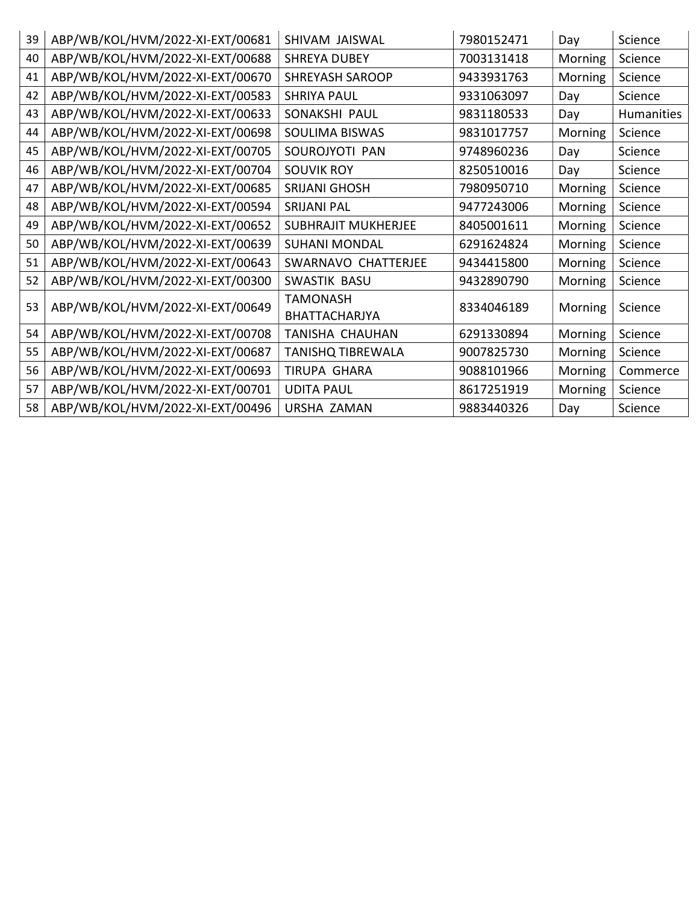| | | | | | |
|---|---|---|---|---|---|
| 39 | ABP/WB/KOL/HVM/2022-XI-EXT/00681 | SHIVAM JAISWAL | 7980152471 | Day | Science |
| 40 | ABP/WB/KOL/HVM/2022-XI-EXT/00688 | SHREYA DUBEY | 7003131418 | Morning | Science |
| 41 | ABP/WB/KOL/HVM/2022-XI-EXT/00670 | SHREYASH SAROOP | 9433931763 | Morning | Science |
| 42 | ABP/WB/KOL/HVM/2022-XI-EXT/00583 | SHRIYA PAUL | 9331063097 | Day | Science |
| 43 | ABP/WB/KOL/HVM/2022-XI-EXT/00633 | SONAKSHI PAUL | 9831180533 | Day | Humanities |
| 44 | ABP/WB/KOL/HVM/2022-XI-EXT/00698 | SOULIMA BISWAS | 9831017757 | Morning | Science |
| 45 | ABP/WB/KOL/HVM/2022-XI-EXT/00705 | SOUROJYOTI PAN | 9748960236 | Day | Science |
| 46 | ABP/WB/KOL/HVM/2022-XI-EXT/00704 | SOUVIK ROY | 8250510016 | Day | Science |
| 47 | ABP/WB/KOL/HVM/2022-XI-EXT/00685 | SRIJANI GHOSH | 7980950710 | Morning | Science |
| 48 | ABP/WB/KOL/HVM/2022-XI-EXT/00594 | SRIJANI PAL | 9477243006 | Morning | Science |
| 49 | ABP/WB/KOL/HVM/2022-XI-EXT/00652 | SUBHRAJIT MUKHERJEE | 8405001611 | Morning | Science |
| 50 | ABP/WB/KOL/HVM/2022-XI-EXT/00639 | SUHANI MONDAL | 6291624824 | Morning | Science |
| 51 | ABP/WB/KOL/HVM/2022-XI-EXT/00643 | SWARNAVO CHATTERJEE | 9434415800 | Morning | Science |
| 52 | ABP/WB/KOL/HVM/2022-XI-EXT/00300 | SWASTIK BASU | 9432890790 | Morning | Science |
| 53 | ABP/WB/KOL/HVM/2022-XI-EXT/00649 | TAMONASH BHATTACHARJYA | 8334046189 | Morning | Science |
| 54 | ABP/WB/KOL/HVM/2022-XI-EXT/00708 | TANISHA CHAUHAN | 6291330894 | Morning | Science |
| 55 | ABP/WB/KOL/HVM/2022-XI-EXT/00687 | TANISHQ TIBREWALA | 9007825730 | Morning | Science |
| 56 | ABP/WB/KOL/HVM/2022-XI-EXT/00693 | TIRUPA GHARA | 9088101966 | Morning | Commerce |
| 57 | ABP/WB/KOL/HVM/2022-XI-EXT/00701 | UDITA PAUL | 8617251919 | Morning | Science |
| 58 | ABP/WB/KOL/HVM/2022-XI-EXT/00496 | URSHA ZAMAN | 9883440326 | Day | Science |